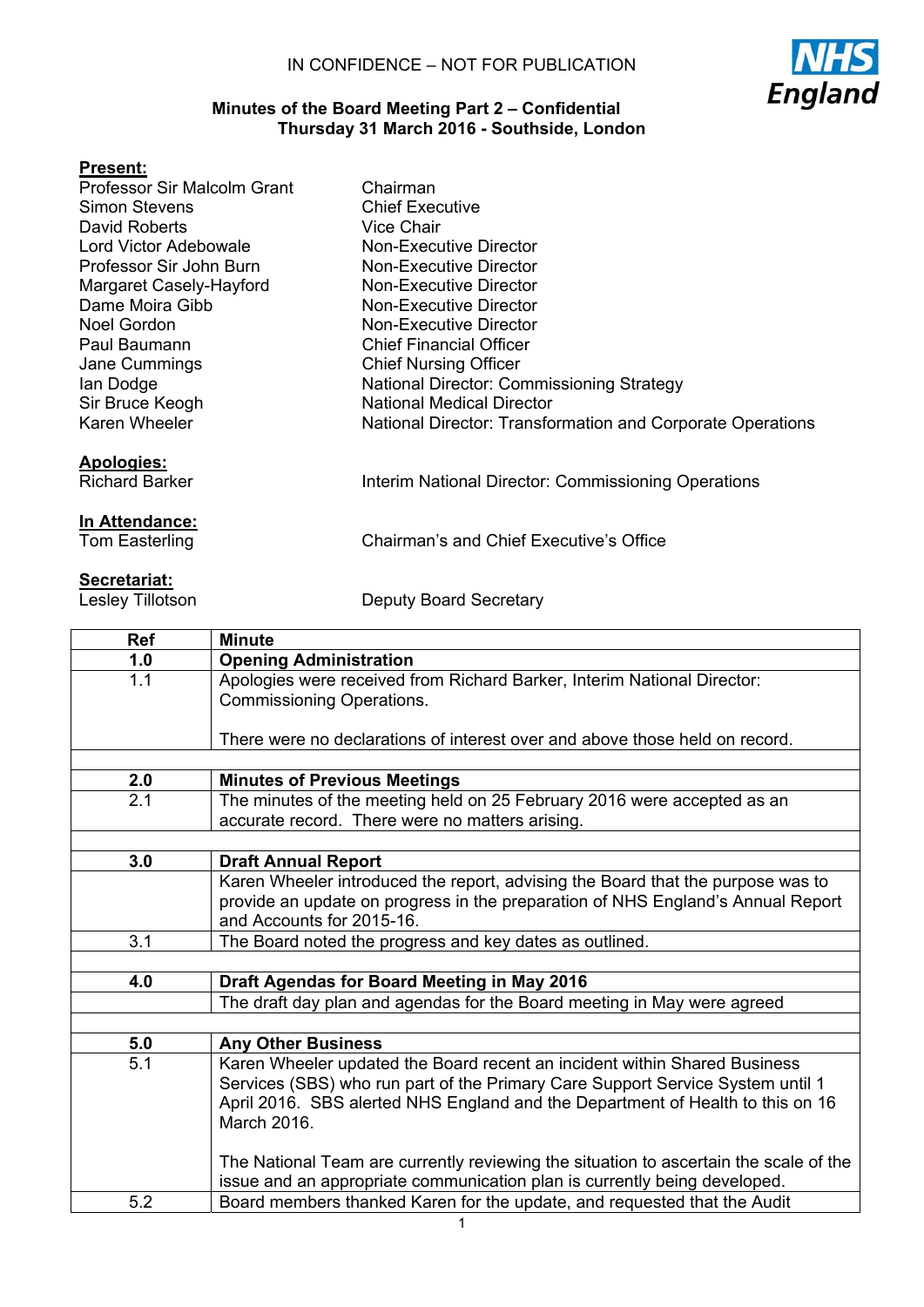IN CONFIDENCE – NOT FOR PUBLICATION

NHS England

**Minutes of the Board Meeting Part 2 – Confidential**
**Thursday 31 March 2016 - Southside, London**

**Present:**

| | |
|---|---|
| Professor Sir Malcolm Grant | Chairman |
| Simon Stevens | Chief Executive |
| David Roberts | Vice Chair |
| Lord Victor Adebowale | Non-Executive Director |
| Professor Sir John Burn | Non-Executive Director |
| Margaret Casely-Hayford | Non-Executive Director |
| Dame Moira Gibb | Non-Executive Director |
| Noel Gordon | Non-Executive Director |
| Paul Baumann | Chief Financial Officer |
| Jane Cummings | Chief Nursing Officer |
| Ian Dodge | National Director: Commissioning Strategy |
| Sir Bruce Keogh | National Medical Director |
| Karen Wheeler | National Director: Transformation and Corporate Operations |

**Apologies:**

| | |
|---|---|
| Richard Barker | Interim National Director: Commissioning Operations |

**In Attendance:**

| | |
|---|---|
| Tom Easterling | Chairman's and Chief Executive's Office |

**Secretariat:**

| | |
|---|---|
| Lesley Tillotson | Deputy Board Secretary |

| Ref | Minute |
|---|---|
| **1.0** | **Opening Administration** |
| 1.1 | Apologies were received from Richard Barker, Interim National Director: Commissioning Operations.<br><br>There were no declarations of interest over and above those held on record. |
| | |
| **2.0** | **Minutes of Previous Meetings** |
| 2.1 | The minutes of the meeting held on 25 February 2016 were accepted as an accurate record. There were no matters arising. |
| | |
| **3.0** | **Draft Annual Report** |
| | Karen Wheeler introduced the report, advising the Board that the purpose was to provide an update on progress in the preparation of NHS England's Annual Report and Accounts for 2015-16. |
| 3.1 | The Board noted the progress and key dates as outlined. |
| | |
| **4.0** | **Draft Agendas for Board Meeting in May 2016** |
| | The draft day plan and agendas for the Board meeting in May were agreed |
| | |
| **5.0** | **Any Other Business** |
| 5.1 | Karen Wheeler updated the Board recent an incident within Shared Business Services (SBS) who run part of the Primary Care Support Service System until 1 April 2016. SBS alerted NHS England and the Department of Health to this on 16 March 2016.<br><br>The National Team are currently reviewing the situation to ascertain the scale of the issue and an appropriate communication plan is currently being developed. |
| 5.2 | Board members thanked Karen for the update, and requested that the Audit |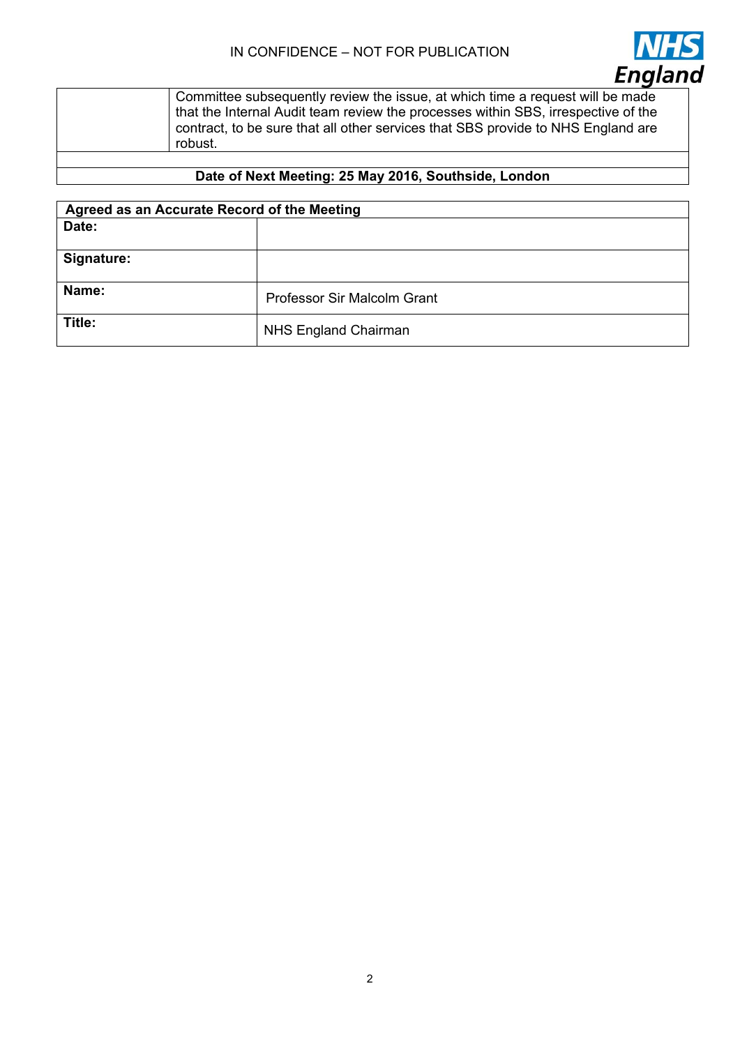| | |
|---|---|
| | Committee subsequently review the issue, at which time a request will be made that the Internal Audit team review the processes within SBS, irrespective of the contract, to be sure that all other services that SBS provide to NHS England are robust. |
| | |
| **Date of Next Meeting: 25 May 2016, Southside, London** | |

| **Agreed as an Accurate Record of the Meeting** | |
|---|---|
| **Date:** | |
| **Signature:** | |
| **Name:** | Professor Sir Malcolm Grant |
| **Title:** | NHS England Chairman |